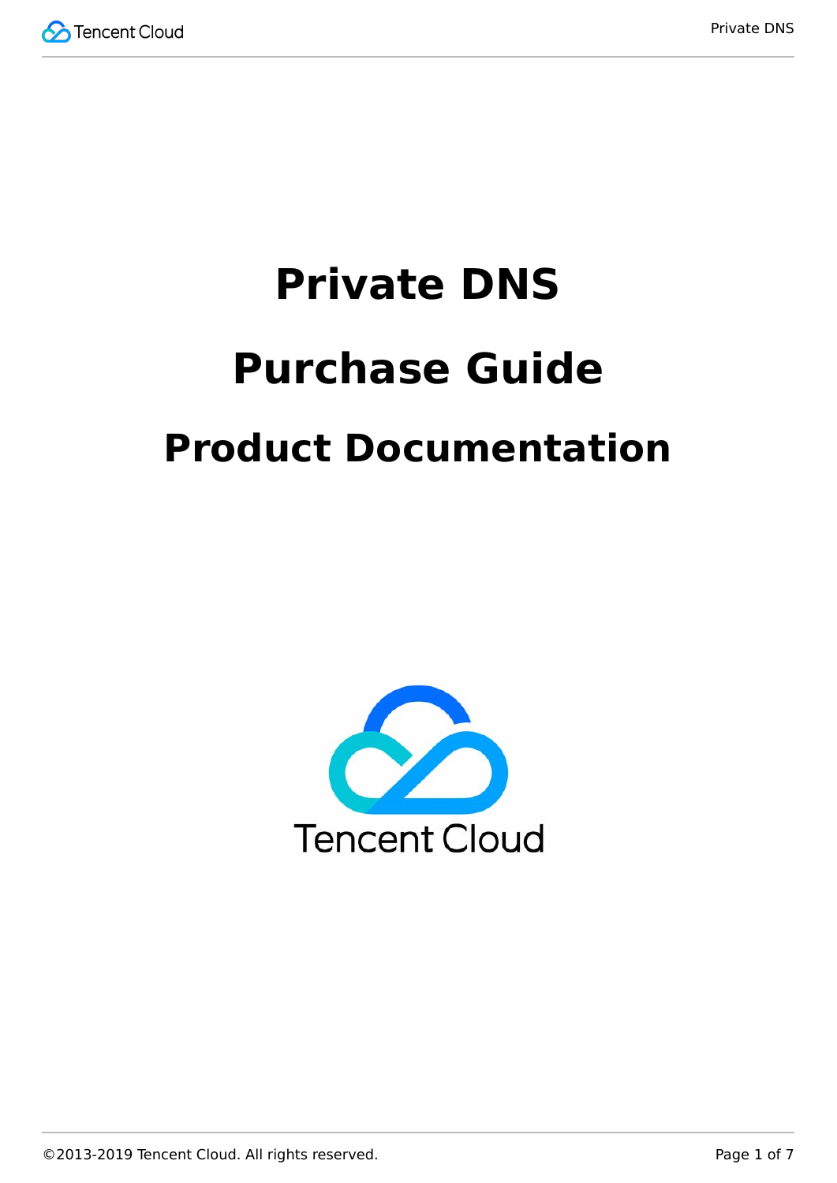# Private DNS

# Purchase Guide

# Product Documentation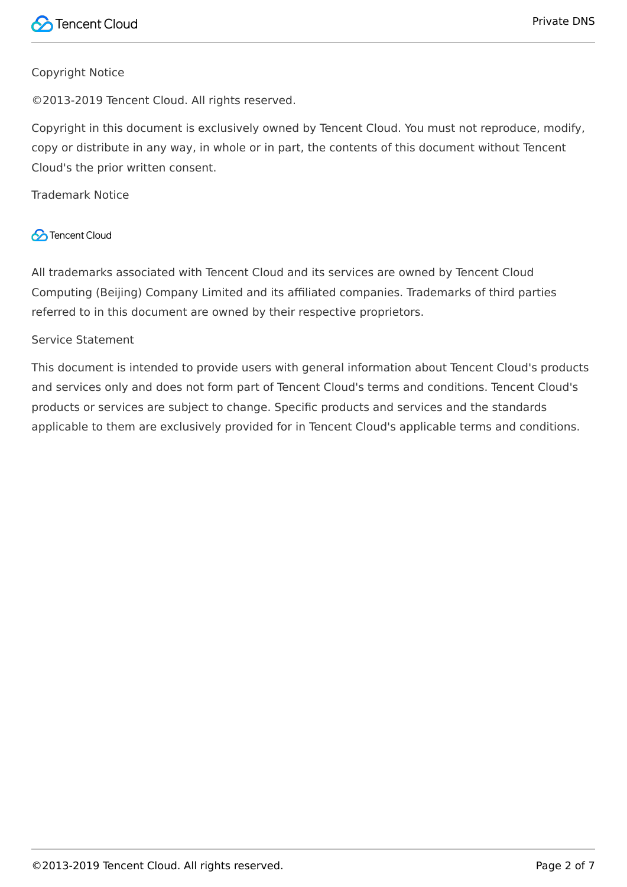Copyright Notice

©2013-2019 Tencent Cloud. All rights reserved.

Copyright in this document is exclusively owned by Tencent Cloud. You must not reproduce, modify, copy or distribute in any way, in whole or in part, the contents of this document without Tencent Cloud's the prior written consent.

Trademark Notice

Tencent Cloud

All trademarks associated with Tencent Cloud and its services are owned by Tencent Cloud Computing (Beijing) Company Limited and its affiliated companies. Trademarks of third parties referred to in this document are owned by their respective proprietors.

Service Statement

This document is intended to provide users with general information about Tencent Cloud's products and services only and does not form part of Tencent Cloud's terms and conditions. Tencent Cloud's products or services are subject to change. Specific products and services and the standards applicable to them are exclusively provided for in Tencent Cloud's applicable terms and conditions.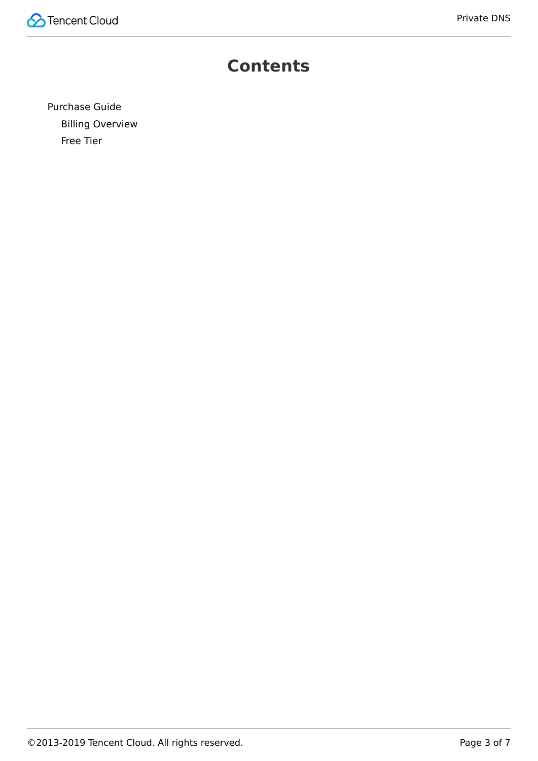# Contents

- Purchase Guide
  - Billing Overview
  - Free Tier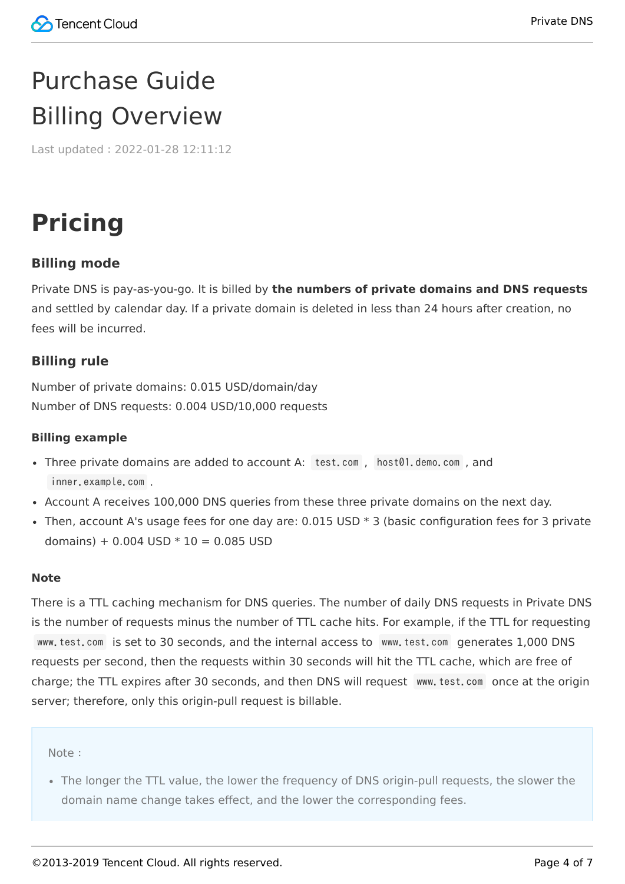# Purchase Guide

# Billing Overview

Last updated : 2022-01-28 12:11:12

## Pricing

### Billing mode

Private DNS is pay-as-you-go. It is billed by **the numbers of private domains and DNS requests** and settled by calendar day. If a private domain is deleted in less than 24 hours after creation, no fees will be incurred.

### Billing rule

Number of private domains: 0.015 USD/domain/day
Number of DNS requests: 0.004 USD/10,000 requests

#### Billing example

- Three private domains are added to account A: `test.com`, `host01.demo.com`, and `inner.example.com`.
- Account A receives 100,000 DNS queries from these three private domains on the next day.
- Then, account A's usage fees for one day are: 0.015 USD * 3 (basic configuration fees for 3 private domains) + 0.004 USD * 10 = 0.085 USD

#### Note

There is a TTL caching mechanism for DNS queries. The number of daily DNS requests in Private DNS is the number of requests minus the number of TTL cache hits. For example, if the TTL for requesting `www.test.com` is set to 30 seconds, and the internal access to `www.test.com` generates 1,000 DNS requests per second, then the requests within 30 seconds will hit the TTL cache, which are free of charge; the TTL expires after 30 seconds, and then DNS will request `www.test.com` once at the origin server; therefore, only this origin-pull request is billable.

> Note :
>
> - The longer the TTL value, the lower the frequency of DNS origin-pull requests, the slower the domain name change takes effect, and the lower the corresponding fees.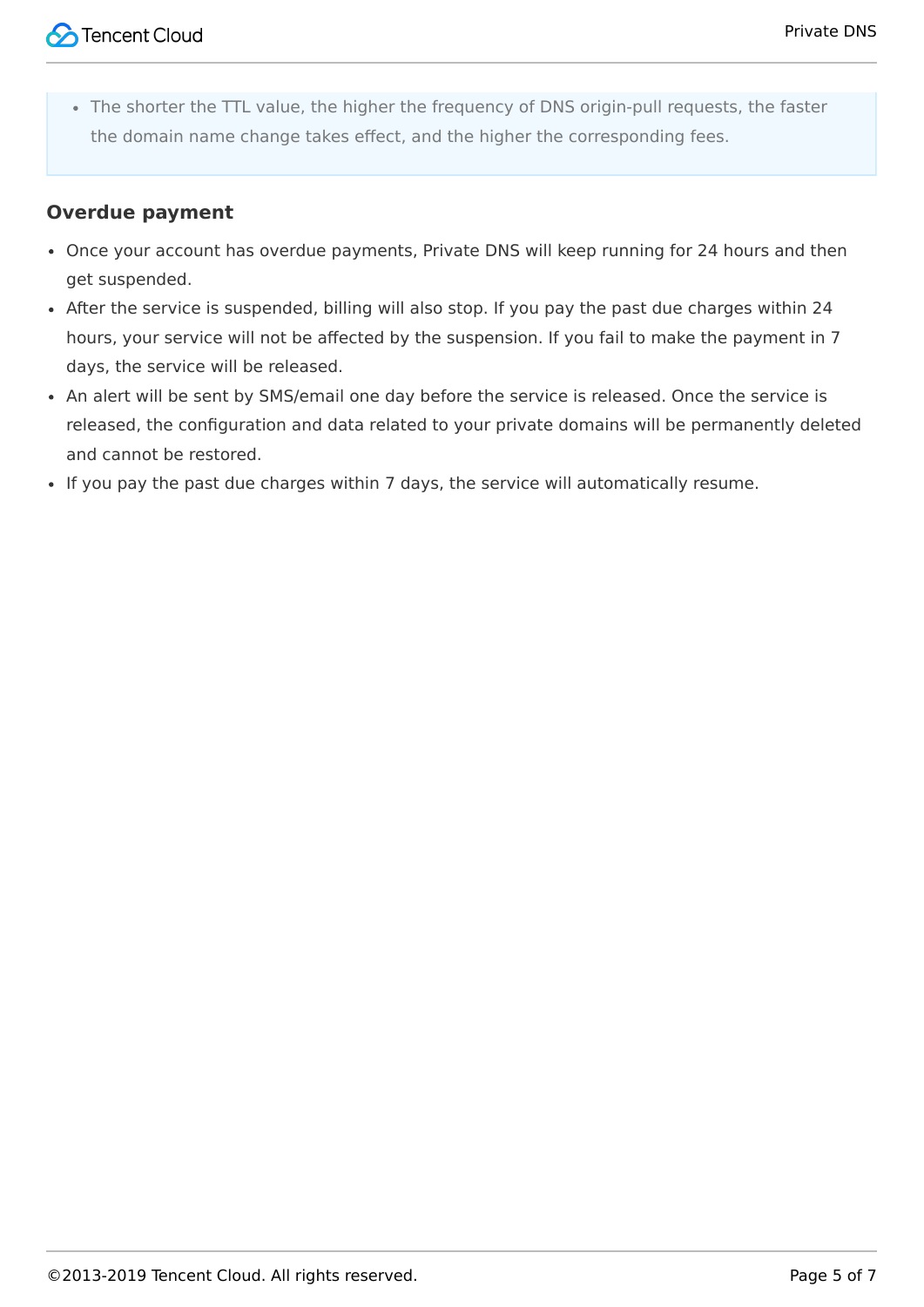- The shorter the TTL value, the higher the frequency of DNS origin-pull requests, the faster the domain name change takes effect, and the higher the corresponding fees.

### Overdue payment

- Once your account has overdue payments, Private DNS will keep running for 24 hours and then get suspended.
- After the service is suspended, billing will also stop. If you pay the past due charges within 24 hours, your service will not be affected by the suspension. If you fail to make the payment in 7 days, the service will be released.
- An alert will be sent by SMS/email one day before the service is released. Once the service is released, the configuration and data related to your private domains will be permanently deleted and cannot be restored.
- If you pay the past due charges within 7 days, the service will automatically resume.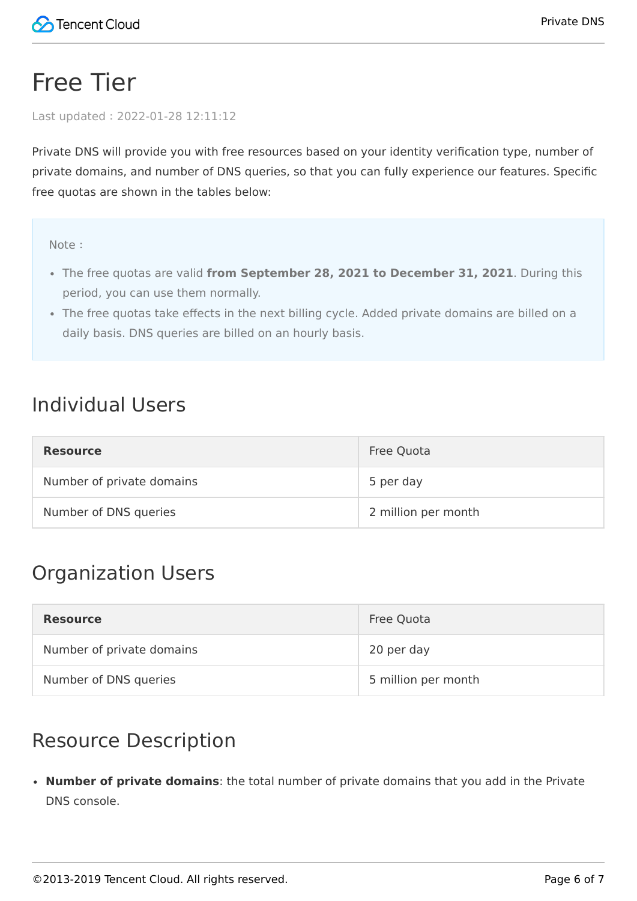# Free Tier

Last updated : 2022-01-28 12:11:12

Private DNS will provide you with free resources based on your identity verification type, number of private domains, and number of DNS queries, so that you can fully experience our features. Specific free quotas are shown in the tables below:

Note :

- The free quotas are valid **from September 28, 2021 to December 31, 2021**. During this period, you can use them normally.
- The free quotas take effects in the next billing cycle. Added private domains are billed on a daily basis. DNS queries are billed on an hourly basis.

## Individual Users

| **Resource** | Free Quota |
| --- | --- |
| Number of private domains | 5 per day |
| Number of DNS queries | 2 million per month |

## Organization Users

| **Resource** | Free Quota |
| --- | --- |
| Number of private domains | 20 per day |
| Number of DNS queries | 5 million per month |

## Resource Description

- **Number of private domains**: the total number of private domains that you add in the Private DNS console.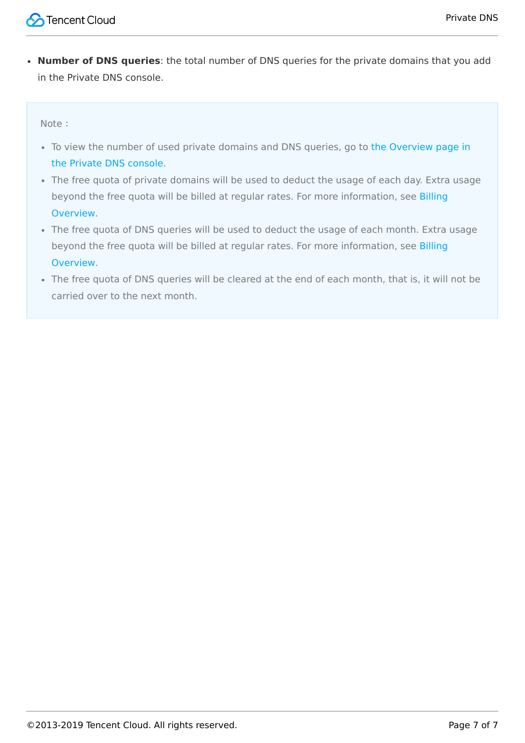- **Number of DNS queries**: the total number of DNS queries for the private domains that you add in the Private DNS console.

> Note :
>
> - To view the number of used private domains and DNS queries, go to the Overview page in the Private DNS console.
> - The free quota of private domains will be used to deduct the usage of each day. Extra usage beyond the free quota will be billed at regular rates. For more information, see Billing Overview.
> - The free quota of DNS queries will be used to deduct the usage of each month. Extra usage beyond the free quota will be billed at regular rates. For more information, see Billing Overview.
> - The free quota of DNS queries will be cleared at the end of each month, that is, it will not be carried over to the next month.